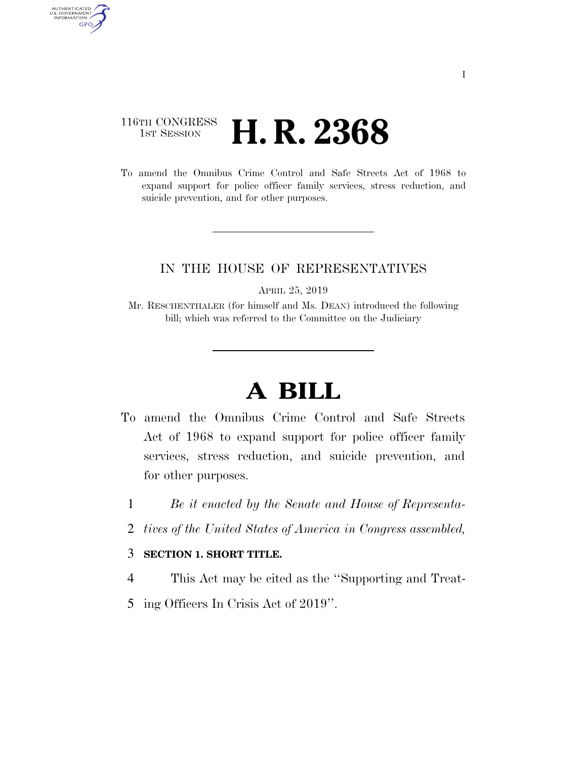116TH CONGRESS
1ST SESSION

# H. R. 2368

To amend the Omnibus Crime Control and Safe Streets Act of 1968 to expand support for police officer family services, stress reduction, and suicide prevention, and for other purposes.

IN THE HOUSE OF REPRESENTATIVES

APRIL 25, 2019

Mr. RESCHENTHALER (for himself and Ms. DEAN) introduced the following bill; which was referred to the Committee on the Judiciary

# A BILL

To amend the Omnibus Crime Control and Safe Streets Act of 1968 to expand support for police officer family services, stress reduction, and suicide prevention, and for other purposes.

1 *Be it enacted by the Senate and House of Representa-*
2 *tives of the United States of America in Congress assembled,*

3 **SECTION 1. SHORT TITLE.**

4 This Act may be cited as the ''Supporting and Treat-
5 ing Officers In Crisis Act of 2019''.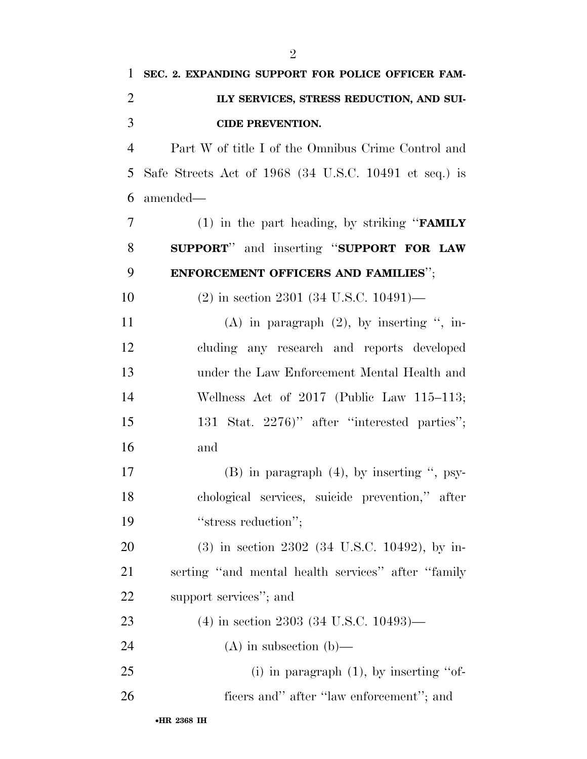**SEC. 2. EXPANDING SUPPORT FOR POLICE OFFICER FAMILY SERVICES, STRESS REDUCTION, AND SUICIDE PREVENTION.**

Part W of title I of the Omnibus Crime Control and Safe Streets Act of 1968 (34 U.S.C. 10491 et seq.) is amended—

(1) in the part heading, by striking "**FAMILY SUPPORT**" and inserting "**SUPPORT FOR LAW ENFORCEMENT OFFICERS AND FAMILIES**";

(2) in section 2301 (34 U.S.C. 10491)—

(A) in paragraph (2), by inserting ", including any research and reports developed under the Law Enforcement Mental Health and Wellness Act of 2017 (Public Law 115–113; 131 Stat. 2276)" after "interested parties"; and

(B) in paragraph (4), by inserting ", psychological services, suicide prevention," after "stress reduction";

(3) in section 2302 (34 U.S.C. 10492), by inserting "and mental health services" after "family support services"; and

(4) in section 2303 (34 U.S.C. 10493)—

(A) in subsection (b)—

(i) in paragraph (1), by inserting "officers and" after "law enforcement"; and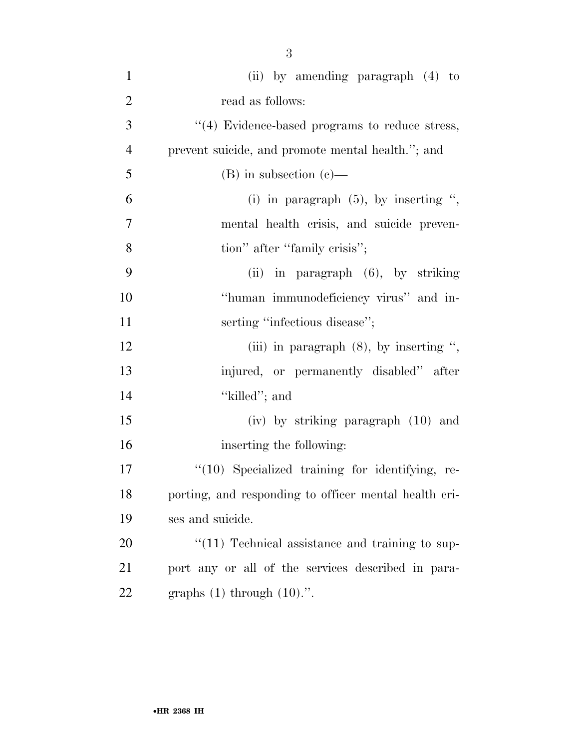(ii) by amending paragraph (4) to read as follows:

"(4) Evidence-based programs to reduce stress, prevent suicide, and promote mental health."; and

(B) in subsection (c)—

(i) in paragraph (5), by inserting ", mental health crisis, and suicide prevention" after "family crisis";

(ii) in paragraph (6), by striking "human immunodeficiency virus" and inserting "infectious disease";

(iii) in paragraph (8), by inserting ", injured, or permanently disabled" after "killed"; and

(iv) by striking paragraph (10) and inserting the following:

"(10) Specialized training for identifying, reporting, and responding to officer mental health crises and suicide.

"(11) Technical assistance and training to support any or all of the services described in paragraphs (1) through (10).".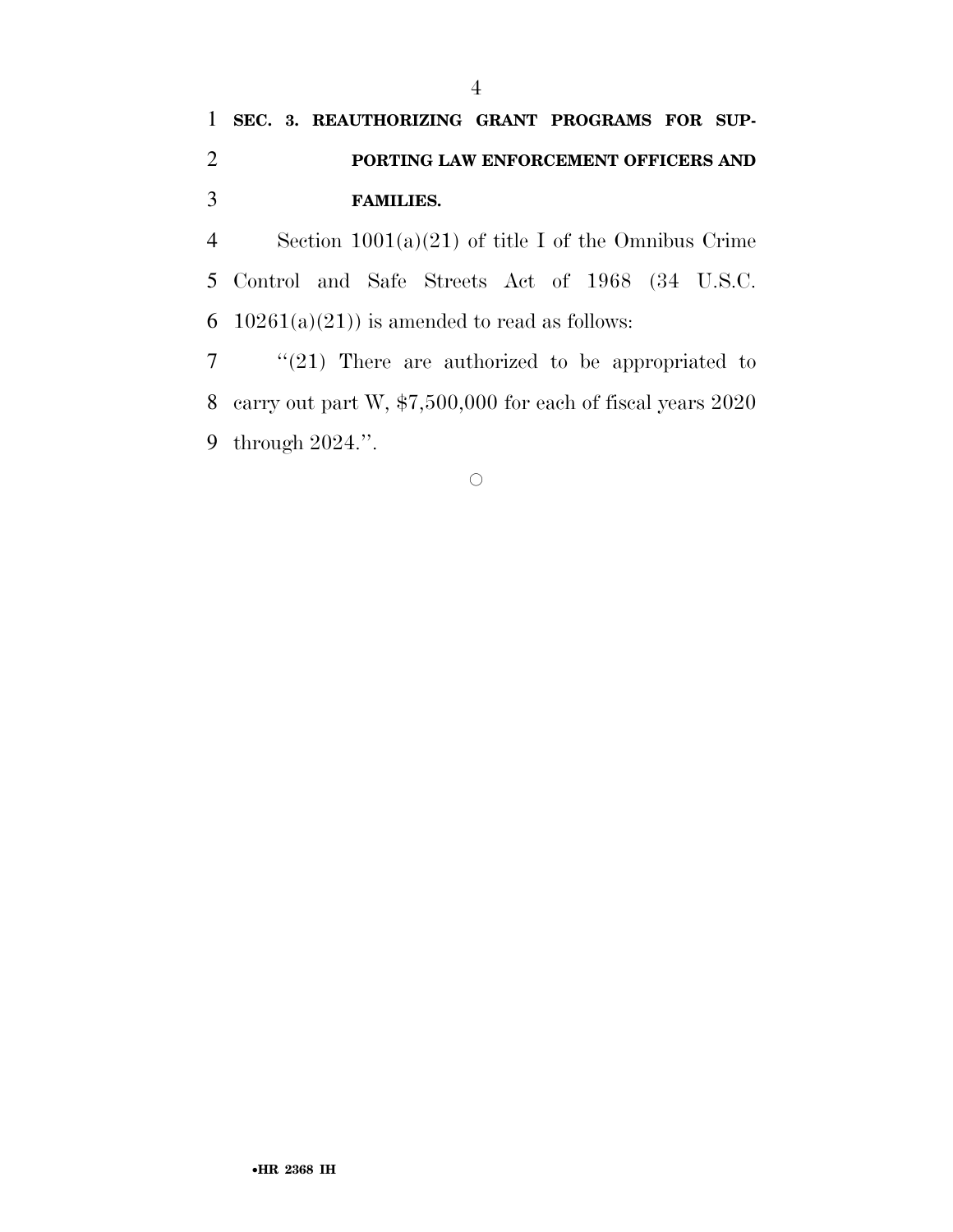**SEC. 3. REAUTHORIZING GRANT PROGRAMS FOR SUPPORTING LAW ENFORCEMENT OFFICERS AND FAMILIES.**

Section 1001(a)(21) of title I of the Omnibus Crime Control and Safe Streets Act of 1968 (34 U.S.C. 10261(a)(21)) is amended to read as follows:

''(21) There are authorized to be appropriated to carry out part W, $7,500,000 for each of fiscal years 2020 through 2024.''.